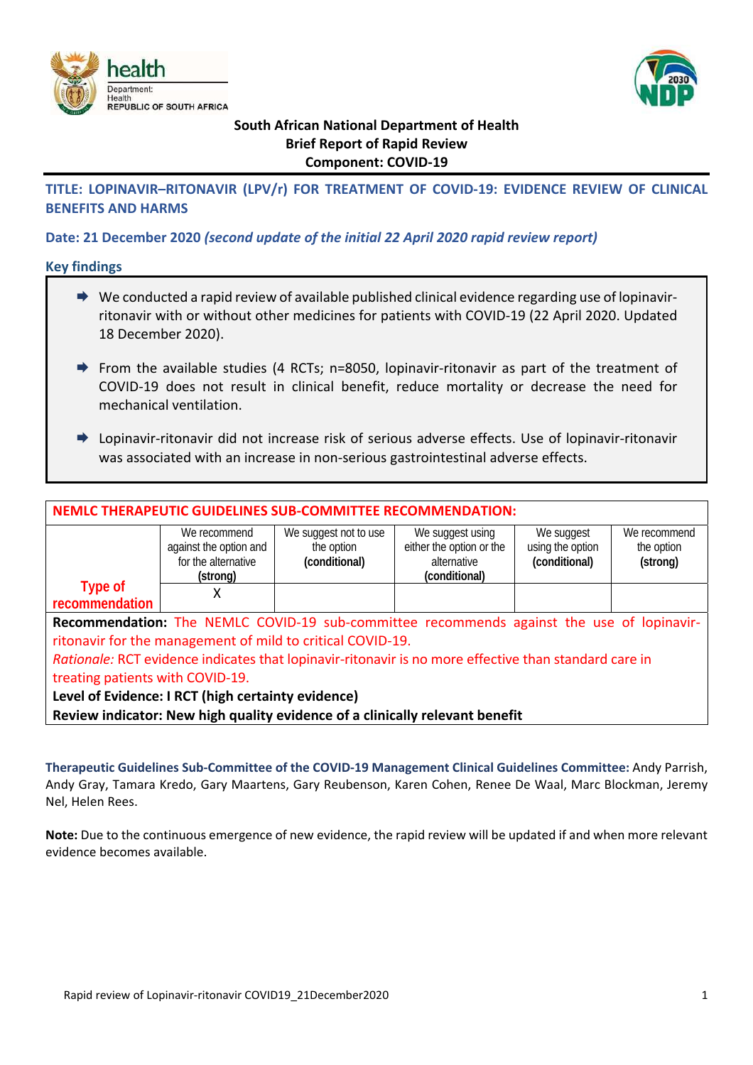**South African National Department of Health**
**Brief Report of Rapid Review**
**Component: COVID-19**

## TITLE: LOPINAVIR–RITONAVIR (LPV/r) FOR TREATMENT OF COVID-19: EVIDENCE REVIEW OF CLINICAL BENEFITS AND HARMS

**Date: 21 December 2020** ***(second update of the initial 22 April 2020 rapid review report)***

### Key findings

- We conducted a rapid review of available published clinical evidence regarding use of lopinavir-ritonavir with or without other medicines for patients with COVID-19 (22 April 2020. Updated 18 December 2020).
- From the available studies (4 RCTs; n=8050, lopinavir-ritonavir as part of the treatment of COVID-19 does not result in clinical benefit, reduce mortality or decrease the need for mechanical ventilation.
- Lopinavir-ritonavir did not increase risk of serious adverse effects. Use of lopinavir-ritonavir was associated with an increase in non-serious gastrointestinal adverse effects.

| NEMLC THERAPEUTIC GUIDELINES SUB-COMMITTEE RECOMMENDATION: | | | | | |
|---|---|---|---|---|---|
| Type of recommendation | We recommend against the option and for the alternative **(strong)** | We suggest not to use the option **(conditional)** | We suggest using either the option or the alternative **(conditional)** | We suggest using the option **(conditional)** | We recommend the option **(strong)** |
| | X | | | | |

**Recommendation:** The NEMLC COVID-19 sub-committee recommends against the use of lopinavir-ritonavir for the management of mild to critical COVID-19.
*Rationale:* RCT evidence indicates that lopinavir-ritonavir is no more effective than standard care in treating patients with COVID-19.
**Level of Evidence: I RCT (high certainty evidence)**
**Review indicator: New high quality evidence of a clinically relevant benefit**

**Therapeutic Guidelines Sub-Committee of the COVID-19 Management Clinical Guidelines Committee:** Andy Parrish, Andy Gray, Tamara Kredo, Gary Maartens, Gary Reubenson, Karen Cohen, Renee De Waal, Marc Blockman, Jeremy Nel, Helen Rees.

**Note:** Due to the continuous emergence of new evidence, the rapid review will be updated if and when more relevant evidence becomes available.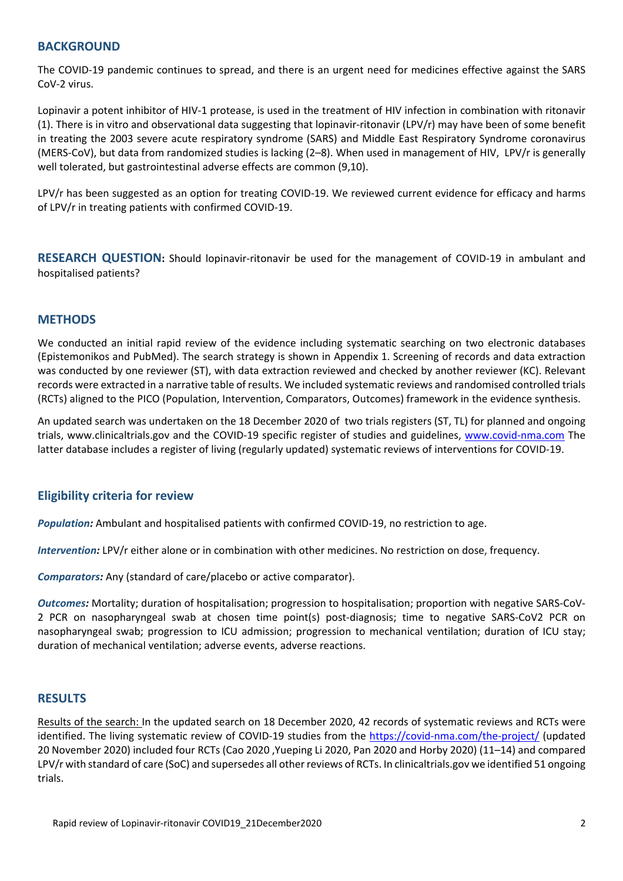## BACKGROUND

The COVID-19 pandemic continues to spread, and there is an urgent need for medicines effective against the SARS CoV-2 virus.

Lopinavir a potent inhibitor of HIV-1 protease, is used in the treatment of HIV infection in combination with ritonavir (1). There is in vitro and observational data suggesting that lopinavir-ritonavir (LPV/r) may have been of some benefit in treating the 2003 severe acute respiratory syndrome (SARS) and Middle East Respiratory Syndrome coronavirus (MERS-CoV), but data from randomized studies is lacking (2–8). When used in management of HIV, LPV/r is generally well tolerated, but gastrointestinal adverse effects are common (9,10).

LPV/r has been suggested as an option for treating COVID-19. We reviewed current evidence for efficacy and harms of LPV/r in treating patients with confirmed COVID-19.

## RESEARCH QUESTION: Should lopinavir-ritonavir be used for the management of COVID-19 in ambulant and hospitalised patients?

## METHODS

We conducted an initial rapid review of the evidence including systematic searching on two electronic databases (Epistemonikos and PubMed). The search strategy is shown in Appendix 1. Screening of records and data extraction was conducted by one reviewer (ST), with data extraction reviewed and checked by another reviewer (KC). Relevant records were extracted in a narrative table of results. We included systematic reviews and randomised controlled trials (RCTs) aligned to the PICO (Population, Intervention, Comparators, Outcomes) framework in the evidence synthesis.

An updated search was undertaken on the 18 December 2020 of two trials registers (ST, TL) for planned and ongoing trials, www.clinicaltrials.gov and the COVID-19 specific register of studies and guidelines, www.covid-nma.com The latter database includes a register of living (regularly updated) systematic reviews of interventions for COVID-19.

### Eligibility criteria for review

***Population:*** Ambulant and hospitalised patients with confirmed COVID-19, no restriction to age.

***Intervention:*** LPV/r either alone or in combination with other medicines. No restriction on dose, frequency.

***Comparators:*** Any (standard of care/placebo or active comparator).

***Outcomes:*** Mortality; duration of hospitalisation; progression to hospitalisation; proportion with negative SARS-CoV-2 PCR on nasopharyngeal swab at chosen time point(s) post-diagnosis; time to negative SARS-CoV2 PCR on nasopharyngeal swab; progression to ICU admission; progression to mechanical ventilation; duration of ICU stay; duration of mechanical ventilation; adverse events, adverse reactions.

## RESULTS

Results of the search: In the updated search on 18 December 2020, 42 records of systematic reviews and RCTs were identified. The living systematic review of COVID-19 studies from the https://covid-nma.com/the-project/ (updated 20 November 2020) included four RCTs (Cao 2020 ,Yueping Li 2020, Pan 2020 and Horby 2020) (11–14) and compared LPV/r with standard of care (SoC) and supersedes all other reviews of RCTs. In clinicaltrials.gov we identified 51 ongoing trials.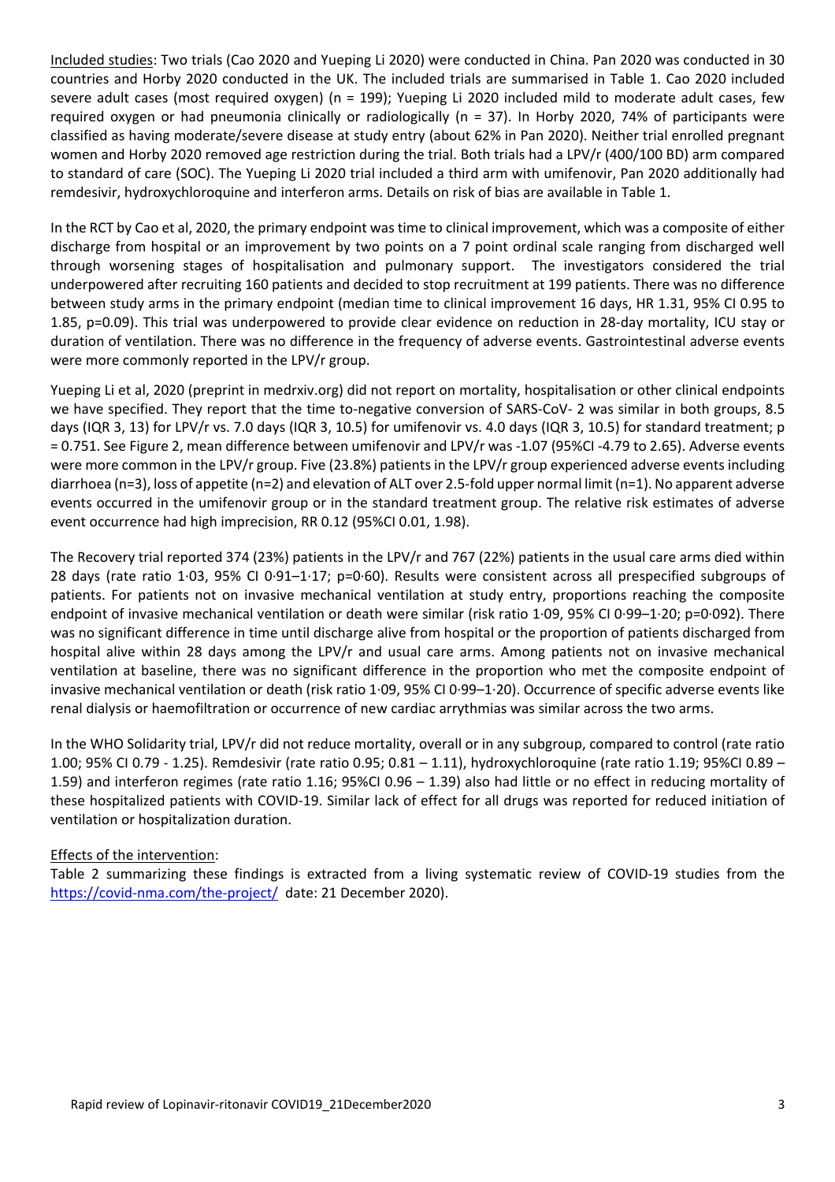<u>Included studies</u>: Two trials (Cao 2020 and Yueping Li 2020) were conducted in China. Pan 2020 was conducted in 30 countries and Horby 2020 conducted in the UK. The included trials are summarised in Table 1. Cao 2020 included severe adult cases (most required oxygen) (n = 199); Yueping Li 2020 included mild to moderate adult cases, few required oxygen or had pneumonia clinically or radiologically (n = 37). In Horby 2020, 74% of participants were classified as having moderate/severe disease at study entry (about 62% in Pan 2020). Neither trial enrolled pregnant women and Horby 2020 removed age restriction during the trial. Both trials had a LPV/r (400/100 BD) arm compared to standard of care (SOC). The Yueping Li 2020 trial included a third arm with umifenovir, Pan 2020 additionally had remdesivir, hydroxychloroquine and interferon arms. Details on risk of bias are available in Table 1.

In the RCT by Cao et al, 2020, the primary endpoint was time to clinical improvement, which was a composite of either discharge from hospital or an improvement by two points on a 7 point ordinal scale ranging from discharged well through worsening stages of hospitalisation and pulmonary support. The investigators considered the trial underpowered after recruiting 160 patients and decided to stop recruitment at 199 patients. There was no difference between study arms in the primary endpoint (median time to clinical improvement 16 days, HR 1.31, 95% CI 0.95 to 1.85, p=0.09). This trial was underpowered to provide clear evidence on reduction in 28-day mortality, ICU stay or duration of ventilation. There was no difference in the frequency of adverse events. Gastrointestinal adverse events were more commonly reported in the LPV/r group.

Yueping Li et al, 2020 (preprint in medrxiv.org) did not report on mortality, hospitalisation or other clinical endpoints we have specified. They report that the time to-negative conversion of SARS-CoV- 2 was similar in both groups, 8.5 days (IQR 3, 13) for LPV/r vs. 7.0 days (IQR 3, 10.5) for umifenovir vs. 4.0 days (IQR 3, 10.5) for standard treatment; p = 0.751. See Figure 2, mean difference between umifenovir and LPV/r was -1.07 (95%CI -4.79 to 2.65). Adverse events were more common in the LPV/r group. Five (23.8%) patients in the LPV/r group experienced adverse events including diarrhoea (n=3), loss of appetite (n=2) and elevation of ALT over 2.5-fold upper normal limit (n=1). No apparent adverse events occurred in the umifenovir group or in the standard treatment group. The relative risk estimates of adverse event occurrence had high imprecision, RR 0.12 (95%CI 0.01, 1.98).

The Recovery trial reported 374 (23%) patients in the LPV/r and 767 (22%) patients in the usual care arms died within 28 days (rate ratio 1·03, 95% CI 0·91–1·17; p=0·60). Results were consistent across all prespecified subgroups of patients. For patients not on invasive mechanical ventilation at study entry, proportions reaching the composite endpoint of invasive mechanical ventilation or death were similar (risk ratio 1·09, 95% CI 0·99–1·20; p=0·092). There was no significant difference in time until discharge alive from hospital or the proportion of patients discharged from hospital alive within 28 days among the LPV/r and usual care arms. Among patients not on invasive mechanical ventilation at baseline, there was no significant difference in the proportion who met the composite endpoint of invasive mechanical ventilation or death (risk ratio 1·09, 95% CI 0·99–1·20). Occurrence of specific adverse events like renal dialysis or haemofiltration or occurrence of new cardiac arrythmias was similar across the two arms.

In the WHO Solidarity trial, LPV/r did not reduce mortality, overall or in any subgroup, compared to control (rate ratio 1.00; 95% CI 0.79 - 1.25). Remdesivir (rate ratio 0.95; 0.81 – 1.11), hydroxychloroquine (rate ratio 1.19; 95%CI 0.89 – 1.59) and interferon regimes (rate ratio 1.16; 95%CI 0.96 – 1.39) also had little or no effect in reducing mortality of these hospitalized patients with COVID-19. Similar lack of effect for all drugs was reported for reduced initiation of ventilation or hospitalization duration.

<u>Effects of the intervention</u>:

Table 2 summarizing these findings is extracted from a living systematic review of COVID-19 studies from the https://covid-nma.com/the-project/ date: 21 December 2020).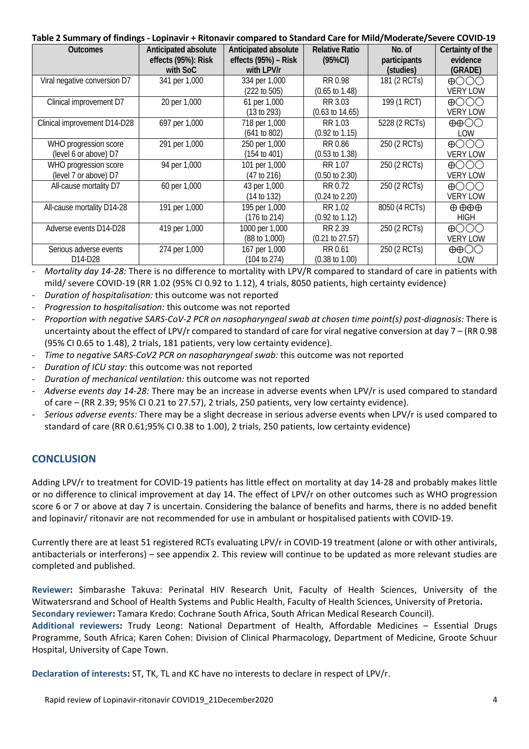**Table 2 Summary of findings - Lopinavir + Ritonavir compared to Standard Care for Mild/Moderate/Severe COVID-19**

| Outcomes | Anticipated absolute effects (95%): Risk with SoC | Anticipated absolute effects (95%) – Risk with LPV/r | Relative Ratio (95%CI) | No. of participants (studies) | Certainty of the evidence (GRADE) |
|---|---|---|---|---|---|
| Viral negative conversion D7 | 341 per 1,000 | 334 per 1,000 (222 to 505) | RR 0.98 (0.65 to 1.48) | 181 (2 RCTs) | ⊕◯◯◯ VERY LOW |
| Clinical improvement D7 | 20 per 1,000 | 61 per 1,000 (13 to 293) | RR 3.03 (0.63 to 14.65) | 199 (1 RCT) | ⊕◯◯◯ VERY LOW |
| Clinical improvement D14-D28 | 697 per 1,000 | 718 per 1,000 (641 to 802) | RR 1.03 (0.92 to 1.15) | 5228 (2 RCTs) | ⊕⊕◯◯ LOW |
| WHO progression score (level 6 or above) D7 | 291 per 1,000 | 250 per 1,000 (154 to 401) | RR 0.86 (0.53 to 1.38) | 250 (2 RCTs) | ⊕◯◯◯ VERY LOW |
| WHO progression score (level 7 or above) D7 | 94 per 1,000 | 101 per 1,000 (47 to 216) | RR 1.07 (0.50 to 2.30) | 250 (2 RCTs) | ⊕◯◯◯ VERY LOW |
| All-cause mortality D7 | 60 per 1,000 | 43 per 1,000 (14 to 132) | RR 0.72 (0.24 to 2.20) | 250 (2 RCTs) | ⊕◯◯◯ VERY LOW |
| All-cause mortality D14-28 | 191 per 1,000 | 195 per 1,000 (176 to 214) | RR 1.02 (0.92 to 1.12) | 8050 (4 RCTs) | ⊕⊕⊕⊕ HIGH |
| Adverse events D14-D28 | 419 per 1,000 | 1000 per 1,000 (88 to 1,000) | RR 2.39 (0.21 to 27.57) | 250 (2 RCTs) | ⊕◯◯◯ VERY LOW |
| Serious adverse events D14-D28 | 274 per 1,000 | 167 per 1,000 (104 to 274) | RR 0.61 (0.38 to 1.00) | 250 (2 RCTs) | ⊕⊕◯◯ LOW |

- *Mortality day 14-28:* There is no difference to mortality with LPV/R compared to standard of care in patients with mild/ severe COVID-19 (RR 1.02 (95% CI 0.92 to 1.12), 4 trials, 8050 patients, high certainty evidence)
- *Duration of hospitalisation:* this outcome was not reported
- *Progression to hospitalisation:* this outcome was not reported
- *Proportion with negative SARS-CoV-2 PCR on nasopharyngeal swab at chosen time point(s) post-diagnosis:* There is uncertainty about the effect of LPV/r compared to standard of care for viral negative conversion at day 7 – (RR 0.98 (95% CI 0.65 to 1.48), 2 trials, 181 patients, very low certainty evidence).
- *Time to negative SARS-CoV2 PCR on nasopharyngeal swab:* this outcome was not reported
- *Duration of ICU stay:* this outcome was not reported
- *Duration of mechanical ventilation:* this outcome was not reported
- *Adverse events day 14-28:* There may be an increase in adverse events when LPV/r is used compared to standard of care – (RR 2.39; 95% CI 0.21 to 27.57), 2 trials, 250 patients, very low certainty evidence).
- *Serious adverse events:* There may be a slight decrease in serious adverse events when LPV/r is used compared to standard of care (RR 0.61;95% CI 0.38 to 1.00), 2 trials, 250 patients, low certainty evidence)

## CONCLUSION

Adding LPV/r to treatment for COVID-19 patients has little effect on mortality at day 14-28 and probably makes little or no difference to clinical improvement at day 14. The effect of LPV/r on other outcomes such as WHO progression score 6 or 7 or above at day 7 is uncertain. Considering the balance of benefits and harms, there is no added benefit and lopinavir/ ritonavir are not recommended for use in ambulant or hospitalised patients with COVID-19.

Currently there are at least 51 registered RCTs evaluating LPV/r in COVID-19 treatment (alone or with other antivirals, antibacterials or interferons) – see appendix 2. This review will continue to be updated as more relevant studies are completed and published.

**Reviewer:** Simbarashe Takuva: Perinatal HIV Research Unit, Faculty of Health Sciences, University of the Witwatersrand and School of Health Systems and Public Health, Faculty of Health Sciences, University of Pretoria**.**
**Secondary reviewer:** Tamara Kredo: Cochrane South Africa, South African Medical Research Council).
**Additional reviewers:** Trudy Leong: National Department of Health, Affordable Medicines – Essential Drugs Programme, South Africa; Karen Cohen: Division of Clinical Pharmacology, Department of Medicine, Groote Schuur Hospital, University of Cape Town.

**Declaration of interests:** ST, TK, TL and KC have no interests to declare in respect of LPV/r.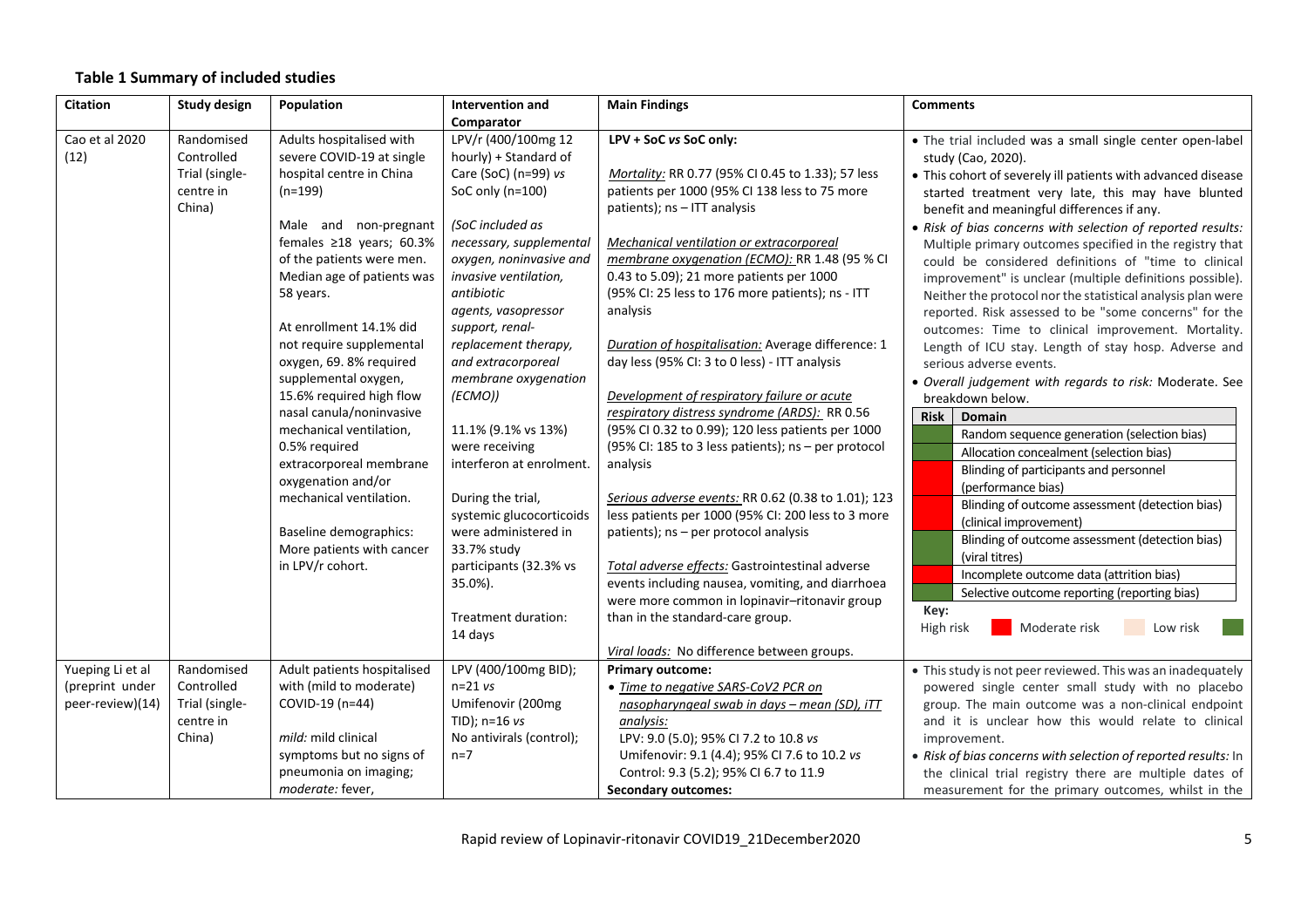**Table 1 Summary of included studies**

| Citation | Study design | Population | Intervention and Comparator | Main Findings | Comments |
|---|---|---|---|---|---|
| Cao et al 2020 (12) | Randomised Controlled Trial (single-centre in China) | Adults hospitalised with severe COVID-19 at single hospital centre in China (n=199)<br><br>Male and non-pregnant females ≥18 years; 60.3% of the patients were men. Median age of patients was 58 years.<br><br>At enrollment 14.1% did not require supplemental oxygen, 69. 8% required supplemental oxygen, 15.6% required high flow nasal canula/noninvasive mechanical ventilation, 0.5% required extracorporeal membrane oxygenation and/or mechanical ventilation.<br><br>Baseline demographics: More patients with cancer in LPV/r cohort. | LPV/r (400/100mg 12 hourly) + Standard of Care (SoC) (n=99) *vs* SoC only (n=100)<br><br>*(SoC included as necessary, supplemental oxygen, noninvasive and invasive ventilation, antibiotic agents, vasopressor support, renal-replacement therapy, and extracorporeal membrane oxygenation (ECMO))*<br><br>11.1% (9.1% vs 13%) were receiving interferon at enrolment.<br><br>During the trial, systemic glucocorticoids were administered in 33.7% study participants (32.3% vs 35.0%).<br><br>Treatment duration: 14 days | **LPV + SoC *vs* SoC only:**<br><br>*Mortality:* RR 0.77 (95% CI 0.45 to 1.33); 57 less patients per 1000 (95% CI 138 less to 75 more patients); ns – ITT analysis<br><br>*Mechanical ventilation or extracorporeal membrane oxygenation (ECMO):* RR 1.48 (95 % CI 0.43 to 5.09); 21 more patients per 1000 (95% CI: 25 less to 176 more patients); ns - ITT analysis<br><br>*Duration of hospitalisation:* Average difference: 1 day less (95% CI: 3 to 0 less) - ITT analysis<br><br>*Development of respiratory failure or acute respiratory distress syndrome (ARDS):* RR 0.56 (95% CI 0.32 to 0.99); 120 less patients per 1000 (95% CI: 185 to 3 less patients); ns – per protocol analysis<br><br>*Serious adverse events:* RR 0.62 (0.38 to 1.01); 123 less patients per 1000 (95% CI: 200 less to 3 more patients); ns – per protocol analysis<br><br>*Total adverse effects:* Gastrointestinal adverse events including nausea, vomiting, and diarrhoea were more common in lopinavir–ritonavir group than in the standard-care group.<br><br>*Viral loads:* No difference between groups. | • The trial included was a small single center open-label study (Cao, 2020).<br>• This cohort of severely ill patients with advanced disease started treatment very late, this may have blunted benefit and meaningful differences if any.<br>• *Risk of bias concerns with selection of reported results:* Multiple primary outcomes specified in the registry that could be considered definitions of "time to clinical improvement" is unclear (multiple definitions possible). Neither the protocol nor the statistical analysis plan were reported. Risk assessed to be "some concerns" for the outcomes: Time to clinical improvement. Mortality. Length of ICU stay. Length of stay hosp. Adverse and serious adverse events.<br>• *Overall judgement with regards to risk:* Moderate. See breakdown below.<br><br>**Risk \| Domain**<br>Low risk \| Random sequence generation (selection bias)<br>Low risk \| Allocation concealment (selection bias)<br>High risk \| Blinding of participants and personnel (performance bias)<br>High risk \| Blinding of outcome assessment (detection bias) (clinical improvement)<br>Low risk \| Blinding of outcome assessment (detection bias) (viral titres)<br>High risk \| Incomplete outcome data (attrition bias)<br>Low risk \| Selective outcome reporting (reporting bias)<br><br>**Key:** High risk, Moderate risk, Low risk |
| Yueping Li et al (preprint under peer-review)(14) | Randomised Controlled Trial (single-centre in China) | Adult patients hospitalised with (mild to moderate) COVID-19 (n=44)<br><br>*mild:* mild clinical symptoms but no signs of pneumonia on imaging;<br>*moderate:* fever, | LPV (400/100mg BID); n=21 *vs*<br>Umifenovir (200mg TID); n=16 *vs*<br>No antivirals (control); n=7 | **Primary outcome:**<br>• *Time to negative SARS-CoV2 PCR on nasopharyngeal swab in days – mean (SD), ITT analysis:*<br>LPV: 9.0 (5.0); 95% CI 7.2 to 10.8 *vs*<br>Umifenovir: 9.1 (4.4); 95% CI 7.6 to 10.2 *vs*<br>Control: 9.3 (5.2); 95% CI 6.7 to 11.9<br>**Secondary outcomes:** | • This study is not peer reviewed. This was an inadequately powered single center small study with no placebo group. The main outcome was a non-clinical endpoint and it is unclear how this would relate to clinical improvement.<br>• *Risk of bias concerns with selection of reported results:* In the clinical trial registry there are multiple dates of measurement for the primary outcomes, whilst in the |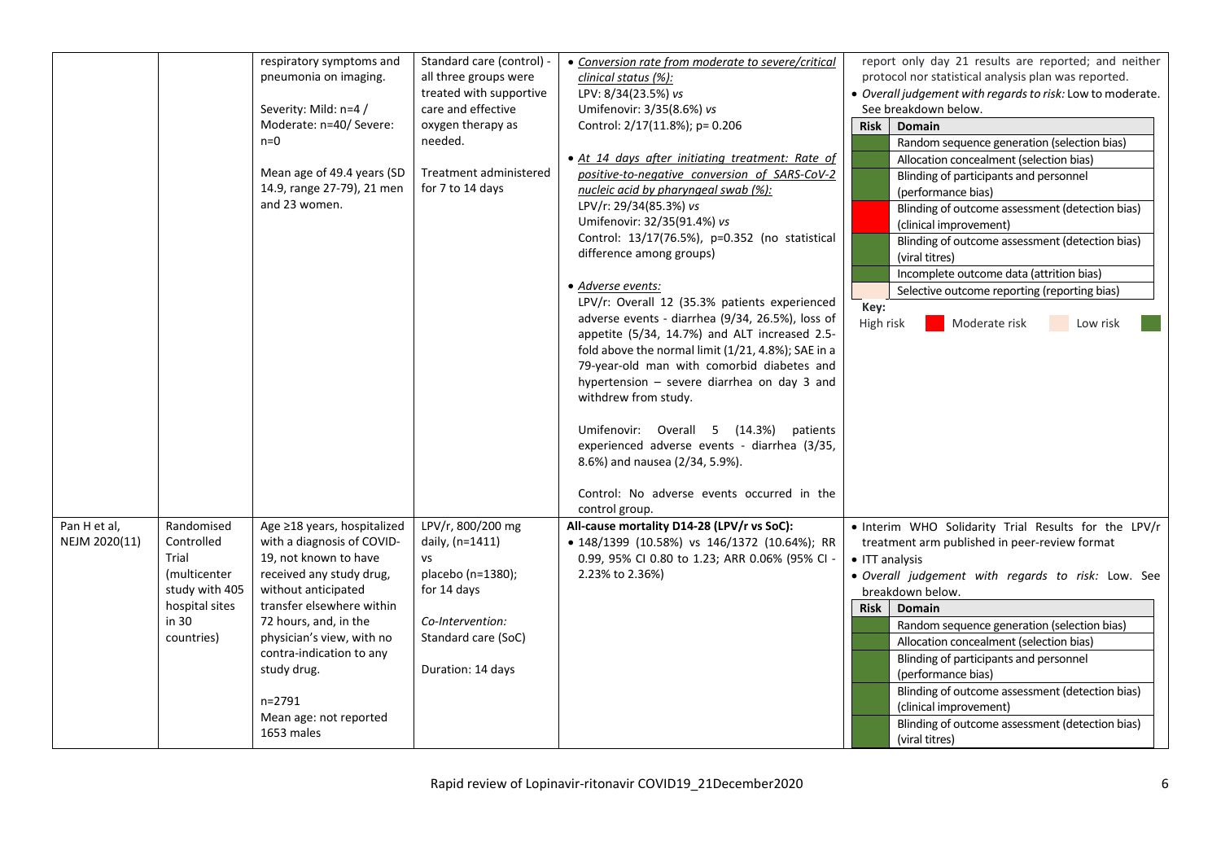| | | | | | |
|---|---|---|---|---|---|
| | | respiratory symptoms and pneumonia on imaging.<br><br>Severity: Mild: n=4 / Moderate: n=40/ Severe: n=0<br><br>Mean age of 49.4 years (SD 14.9, range 27-79), 21 men and 23 women. | Standard care (control) - all three groups were treated with supportive care and effective oxygen therapy as needed.<br><br>Treatment administered for 7 to 14 days | • *Conversion rate from moderate to severe/critical clinical status (%):*<br>LPV: 8/34(23.5%) *vs*<br>Umifenovir: 3/35(8.6%) *vs*<br>Control: 2/17(11.8%); p= 0.206<br><br>• *At 14 days after initiating treatment: Rate of positive-to-negative conversion of SARS-CoV-2 nucleic acid by pharyngeal swab (%):*<br>LPV/r: 29/34(85.3%) *vs*<br>Umifenovir: 32/35(91.4%) *vs*<br>Control: 13/17(76.5%), p=0.352 (no statistical difference among groups)<br><br>• *Adverse events:*<br>LPV/r: Overall 12 (35.3% patients experienced adverse events - diarrhea (9/34, 26.5%), loss of appetite (5/34, 14.7%) and ALT increased 2.5-fold above the normal limit (1/21, 4.8%); SAE in a 79-year-old man with comorbid diabetes and hypertension – severe diarrhea on day 3 and withdrew from study.<br><br>Umifenovir: Overall 5 (14.3%) patients experienced adverse events - diarrhea (3/35, 8.6%) and nausea (2/34, 5.9%).<br><br>Control: No adverse events occurred in the control group. | report only day 21 results are reported; and neither protocol nor statistical analysis plan was reported.<br>• *Overall judgement with regards to risk:* Low to moderate. See breakdown below.<br><br>**Risk – Domain**<br>Low – Random sequence generation (selection bias)<br>Low – Allocation concealment (selection bias)<br>Low – Blinding of participants and personnel (performance bias)<br>High – Blinding of outcome assessment (detection bias) (clinical improvement)<br>Low – Blinding of outcome assessment (detection bias) (viral titres)<br>Low – Incomplete outcome data (attrition bias)<br>Moderate – Selective outcome reporting (reporting bias)<br><br>Key: High risk (red), Moderate risk (light pink), Low risk (green) |
| Pan H et al, NEJM 2020(11) | Randomised Controlled Trial (multicenter study with 405 hospital sites in 30 countries) | Age ≥18 years, hospitalized with a diagnosis of COVID-19, not known to have received any study drug, without anticipated transfer elsewhere within 72 hours, and, in the physician's view, with no contra-indication to any study drug.<br><br>n=2791<br>Mean age: not reported<br>1653 males | LPV/r, 800/200 mg daily, (n=1411)<br>vs<br>placebo (n=1380); for 14 days<br><br>*Co-Intervention:* Standard care (SoC)<br><br>Duration: 14 days | **All-cause mortality D14-28 (LPV/r vs SoC):**<br>• 148/1399 (10.58%) vs 146/1372 (10.64%); RR 0.99, 95% CI 0.80 to 1.23; ARR 0.06% (95% CI -2.23% to 2.36%) | • Interim WHO Solidarity Trial Results for the LPV/r treatment arm published in peer-review format<br>• ITT analysis<br>• *Overall judgement with regards to risk:* Low. See breakdown below.<br><br>**Risk – Domain**<br>Low – Random sequence generation (selection bias)<br>Low – Allocation concealment (selection bias)<br>Low – Blinding of participants and personnel (performance bias)<br>Low – Blinding of outcome assessment (detection bias) (clinical improvement)<br>Low – Blinding of outcome assessment (detection bias) (viral titres) |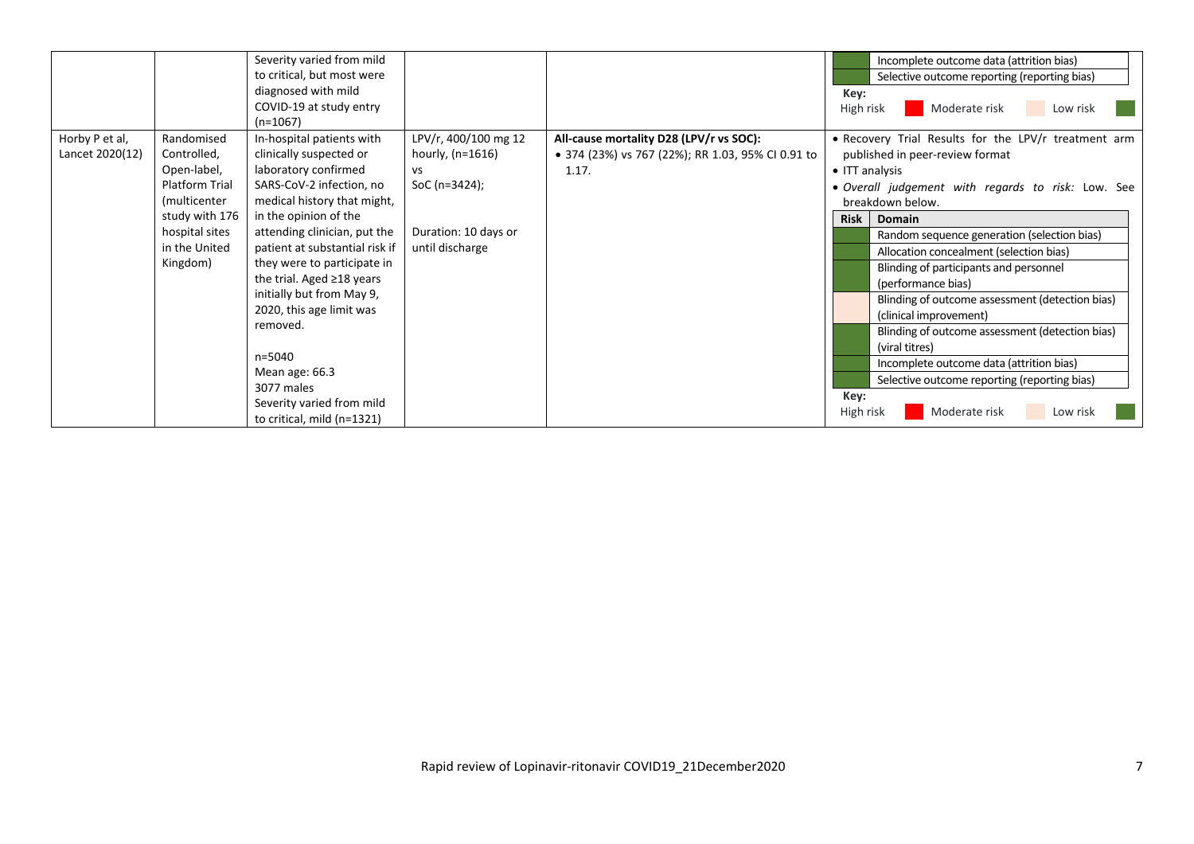|  |  |  |  |  |  |
|---|---|---|---|---|---|
|  |  | Severity varied from mild to critical, but most were diagnosed with mild COVID-19 at study entry (n=1067) |  |  | Incomplete outcome data (attrition bias)<br>Selective outcome reporting (reporting bias)<br>**Key:**<br>High risk / Moderate risk / Low risk |
| Horby P et al, Lancet 2020(12) | Randomised Controlled, Open-label, Platform Trial (multicenter study with 176 hospital sites in the United Kingdom) | In-hospital patients with clinically suspected or laboratory confirmed SARS-CoV-2 infection, no medical history that might, in the opinion of the attending clinician, put the patient at substantial risk if they were to participate in the trial. Aged ≥18 years initially but from May 9, 2020, this age limit was removed.<br><br>n=5040<br>Mean age: 66.3<br>3077 males<br>Severity varied from mild to critical, mild (n=1321) | LPV/r, 400/100 mg 12 hourly, (n=1616)<br>vs<br>SoC (n=3424);<br><br>Duration: 10 days or until discharge | **All-cause mortality D28 (LPV/r vs SOC):**<br>• 374 (23%) vs 767 (22%); RR 1.03, 95% CI 0.91 to 1.17. | • Recovery Trial Results for the LPV/r treatment arm published in peer-review format<br>• ITT analysis<br>• *Overall judgement with regards to risk:* Low. See breakdown below.<br>**Risk / Domain**<br>Low: Random sequence generation (selection bias)<br>Low: Allocation concealment (selection bias)<br>Low: Blinding of participants and personnel (performance bias)<br>Moderate: Blinding of outcome assessment (detection bias) (clinical improvement)<br>Low: Blinding of outcome assessment (detection bias) (viral titres)<br>Low: Incomplete outcome data (attrition bias)<br>Low: Selective outcome reporting (reporting bias)<br>**Key:**<br>High risk / Moderate risk / Low risk |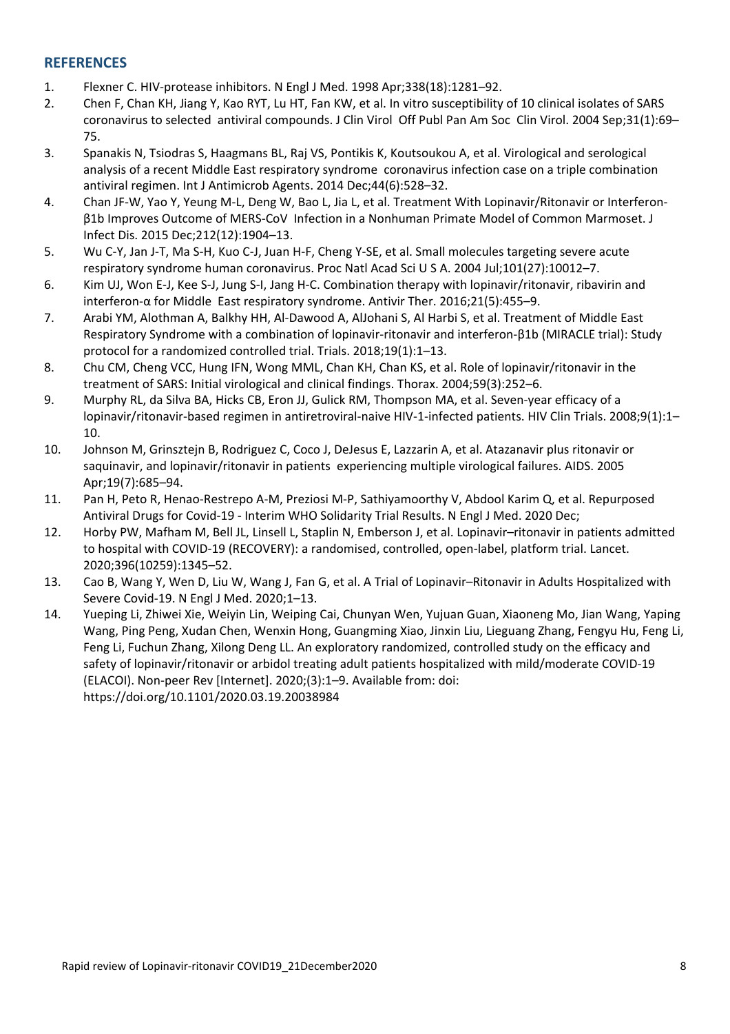## REFERENCES

1. Flexner C. HIV-protease inhibitors. N Engl J Med. 1998 Apr;338(18):1281–92.
2. Chen F, Chan KH, Jiang Y, Kao RYT, Lu HT, Fan KW, et al. In vitro susceptibility of 10 clinical isolates of SARS coronavirus to selected antiviral compounds. J Clin Virol Off Publ Pan Am Soc Clin Virol. 2004 Sep;31(1):69–75.
3. Spanakis N, Tsiodras S, Haagmans BL, Raj VS, Pontikis K, Koutsoukou A, et al. Virological and serological analysis of a recent Middle East respiratory syndrome coronavirus infection case on a triple combination antiviral regimen. Int J Antimicrob Agents. 2014 Dec;44(6):528–32.
4. Chan JF-W, Yao Y, Yeung M-L, Deng W, Bao L, Jia L, et al. Treatment With Lopinavir/Ritonavir or Interferon-β1b Improves Outcome of MERS-CoV Infection in a Nonhuman Primate Model of Common Marmoset. J Infect Dis. 2015 Dec;212(12):1904–13.
5. Wu C-Y, Jan J-T, Ma S-H, Kuo C-J, Juan H-F, Cheng Y-SE, et al. Small molecules targeting severe acute respiratory syndrome human coronavirus. Proc Natl Acad Sci U S A. 2004 Jul;101(27):10012–7.
6. Kim UJ, Won E-J, Kee S-J, Jung S-I, Jang H-C. Combination therapy with lopinavir/ritonavir, ribavirin and interferon-α for Middle East respiratory syndrome. Antivir Ther. 2016;21(5):455–9.
7. Arabi YM, Alothman A, Balkhy HH, Al-Dawood A, AlJohani S, Al Harbi S, et al. Treatment of Middle East Respiratory Syndrome with a combination of lopinavir-ritonavir and interferon-β1b (MIRACLE trial): Study protocol for a randomized controlled trial. Trials. 2018;19(1):1–13.
8. Chu CM, Cheng VCC, Hung IFN, Wong MML, Chan KH, Chan KS, et al. Role of lopinavir/ritonavir in the treatment of SARS: Initial virological and clinical findings. Thorax. 2004;59(3):252–6.
9. Murphy RL, da Silva BA, Hicks CB, Eron JJ, Gulick RM, Thompson MA, et al. Seven-year efficacy of a lopinavir/ritonavir-based regimen in antiretroviral-naive HIV-1-infected patients. HIV Clin Trials. 2008;9(1):1–10.
10. Johnson M, Grinsztejn B, Rodriguez C, Coco J, DeJesus E, Lazzarin A, et al. Atazanavir plus ritonavir or saquinavir, and lopinavir/ritonavir in patients experiencing multiple virological failures. AIDS. 2005 Apr;19(7):685–94.
11. Pan H, Peto R, Henao-Restrepo A-M, Preziosi M-P, Sathiyamoorthy V, Abdool Karim Q, et al. Repurposed Antiviral Drugs for Covid-19 - Interim WHO Solidarity Trial Results. N Engl J Med. 2020 Dec;
12. Horby PW, Mafham M, Bell JL, Linsell L, Staplin N, Emberson J, et al. Lopinavir–ritonavir in patients admitted to hospital with COVID-19 (RECOVERY): a randomised, controlled, open-label, platform trial. Lancet. 2020;396(10259):1345–52.
13. Cao B, Wang Y, Wen D, Liu W, Wang J, Fan G, et al. A Trial of Lopinavir–Ritonavir in Adults Hospitalized with Severe Covid-19. N Engl J Med. 2020;1–13.
14. Yueping Li, Zhiwei Xie, Weiyin Lin, Weiping Cai, Chunyan Wen, Yujuan Guan, Xiaoneng Mo, Jian Wang, Yaping Wang, Ping Peng, Xudan Chen, Wenxin Hong, Guangming Xiao, Jinxin Liu, Lieguang Zhang, Fengyu Hu, Feng Li, Feng Li, Fuchun Zhang, Xilong Deng LL. An exploratory randomized, controlled study on the efficacy and safety of lopinavir/ritonavir or arbidol treating adult patients hospitalized with mild/moderate COVID-19 (ELACOI). Non-peer Rev [Internet]. 2020;(3):1–9. Available from: doi: https://doi.org/10.1101/2020.03.19.20038984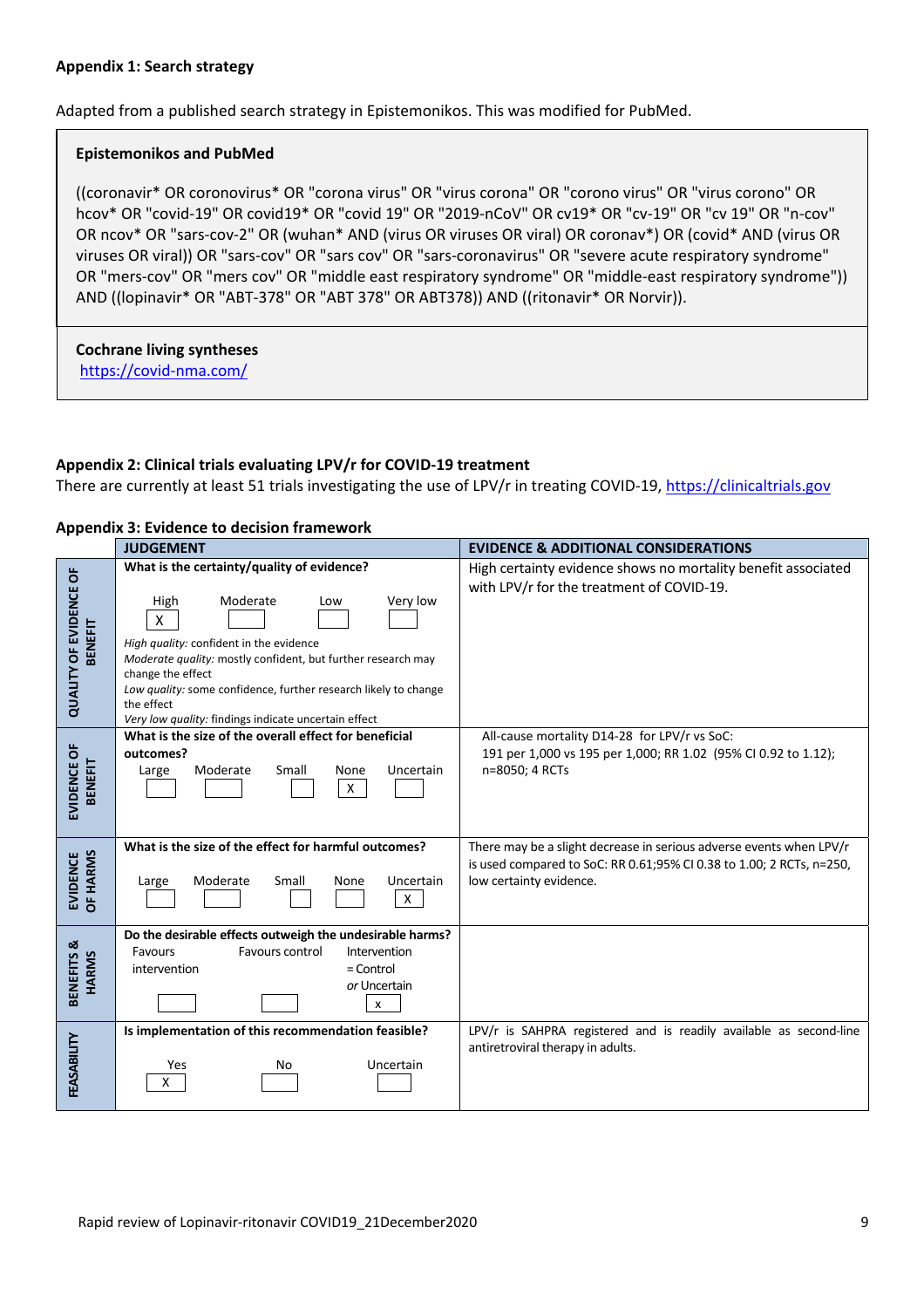**Appendix 1: Search strategy**

Adapted from a published search strategy in Epistemonikos. This was modified for PubMed.

**Epistemonikos and PubMed**

((coronavir* OR coronovirus* OR "corona virus" OR "virus corona" OR "corono virus" OR "virus corono" OR hcov* OR "covid-19" OR covid19* OR "covid 19" OR "2019-nCoV" OR cv19* OR "cv-19" OR "cv 19" OR "n-cov" OR ncov* OR "sars-cov-2" OR (wuhan* AND (virus OR viruses OR viral) OR coronav*) OR (covid* AND (virus OR viruses OR viral)) OR "sars-cov" OR "sars cov" OR "sars-coronavirus" OR "severe acute respiratory syndrome" OR "mers-cov" OR "mers cov" OR "middle east respiratory syndrome" OR "middle-east respiratory syndrome")) AND ((lopinavir* OR "ABT-378" OR "ABT 378" OR ABT378)) AND ((ritonavir* OR Norvir)).

**Cochrane living syntheses**

https://covid-nma.com/

**Appendix 2: Clinical trials evaluating LPV/r for COVID-19 treatment**

There are currently at least 51 trials investigating the use of LPV/r in treating COVID-19, https://clinicaltrials.gov

**Appendix 3: Evidence to decision framework**

| | JUDGEMENT | EVIDENCE & ADDITIONAL CONSIDERATIONS |
|---|---|---|
| QUALITY OF EVIDENCE OF BENEFIT | **What is the certainty/quality of evidence?**<br>High [X] Moderate [ ] Low [ ] Very low [ ]<br>*High quality:* confident in the evidence<br>*Moderate quality:* mostly confident, but further research may change the effect<br>*Low quality:* some confidence, further research likely to change the effect<br>*Very low quality:* findings indicate uncertain effect | High certainty evidence shows no mortality benefit associated with LPV/r for the treatment of COVID-19. |
| EVIDENCE OF BENEFIT | **What is the size of the overall effect for beneficial outcomes?**<br>Large [ ] Moderate [ ] Small [ ] None [X] Uncertain [ ] | All-cause mortality D14-28 for LPV/r vs SoC:<br>191 per 1,000 vs 195 per 1,000; RR 1.02 (95% CI 0.92 to 1.12); n=8050; 4 RCTs |
| EVIDENCE OF HARMS | **What is the size of the effect for harmful outcomes?**<br>Large [ ] Moderate [ ] Small [ ] None [ ] Uncertain [X] | There may be a slight decrease in serious adverse events when LPV/r is used compared to SoC: RR 0.61;95% CI 0.38 to 1.00; 2 RCTs, n=250, low certainty evidence. |
| BENEFITS & HARMS | **Do the desirable effects outweigh the undesirable harms?**<br>Favours intervention [ ] Favours control [ ] Intervention = Control *or* Uncertain [x] | |
| FEASABILITY | **Is implementation of this recommendation feasible?**<br>Yes [X] No [ ] Uncertain [ ] | LPV/r is SAHPRA registered and is readily available as second-line antiretroviral therapy in adults. |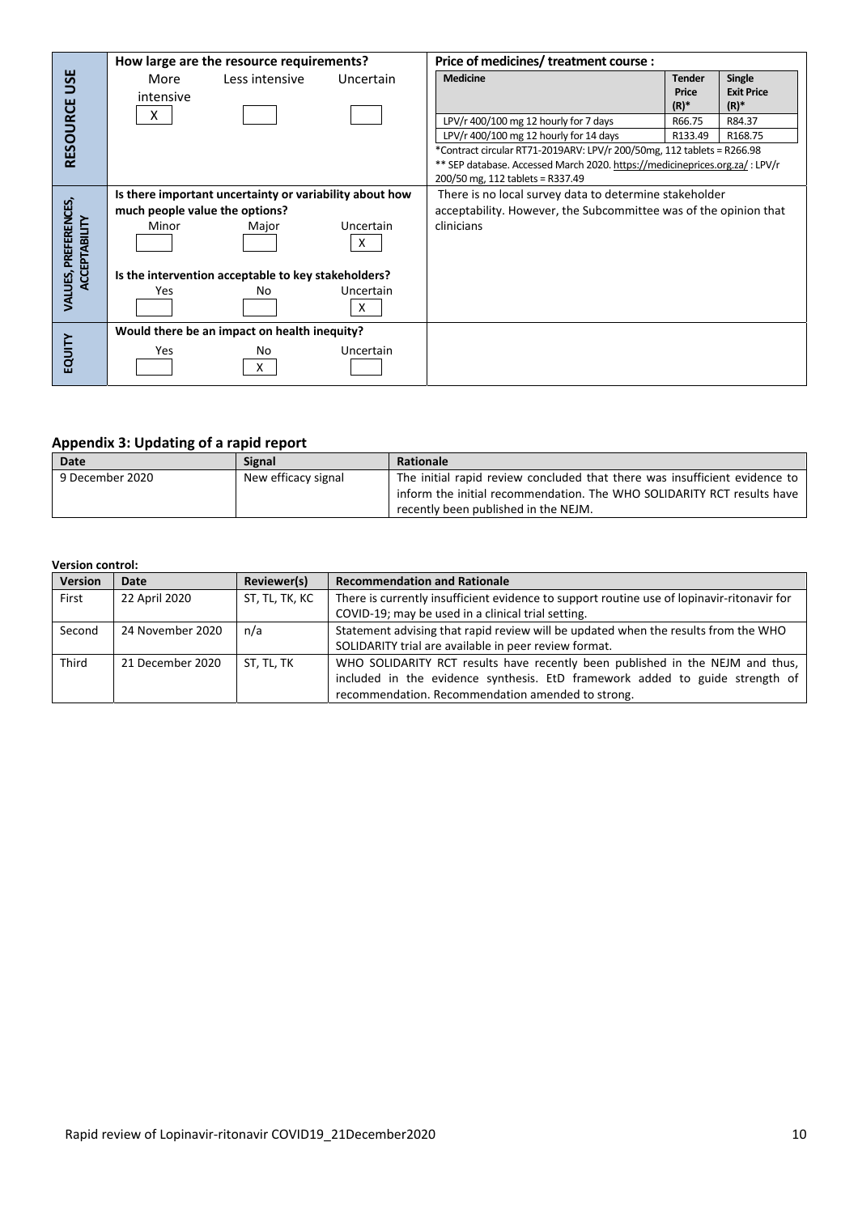| | | |
|---|---|---|
| **RESOURCE USE** | **How large are the resource requirements?**<br>More intensive: X<br>Less intensive: <br>Uncertain: | **Price of medicines/ treatment course :**<br><br>\| Medicine \| Tender Price (R)* \| Single Exit Price (R)* \|<br>\| LPV/r 400/100 mg 12 hourly for 7 days \| R66.75 \| R84.37 \|<br>\| LPV/r 400/100 mg 12 hourly for 14 days \| R133.49 \| R168.75 \|<br><br>*Contract circular RT71-2019ARV: LPV/r 200/50mg, 112 tablets = R266.98<br>** SEP database. Accessed March 2020. https://medicineprices.org.za/ : LPV/r 200/50 mg, 112 tablets = R337.49 |
| **VALUES, PREFERENCES, ACCEPTABILITY** | **Is there important uncertainty or variability about how much people value the options?**<br>Minor: <br>Major: <br>Uncertain: X<br><br>**Is the intervention acceptable to key stakeholders?**<br>Yes: <br>No: <br>Uncertain: X | There is no local survey data to determine stakeholder acceptability. However, the Subcommittee was of the opinion that clinicians |
| **EQUITY** | **Would there be an impact on health inequity?**<br>Yes: <br>No: X<br>Uncertain: | |

## Appendix 3: Updating of a rapid report

| Date | Signal | Rationale |
|---|---|---|
| 9 December 2020 | New efficacy signal | The initial rapid review concluded that there was insufficient evidence to inform the initial recommendation. The WHO SOLIDARITY RCT results have recently been published in the NEJM. |

**Version control:**

| Version | Date | Reviewer(s) | Recommendation and Rationale |
|---|---|---|---|
| First | 22 April 2020 | ST, TL, TK, KC | There is currently insufficient evidence to support routine use of lopinavir-ritonavir for COVID-19; may be used in a clinical trial setting. |
| Second | 24 November 2020 | n/a | Statement advising that rapid review will be updated when the results from the WHO SOLIDARITY trial are available in peer review format. |
| Third | 21 December 2020 | ST, TL, TK | WHO SOLIDARITY RCT results have recently been published in the NEJM and thus, included in the evidence synthesis. EtD framework added to guide strength of recommendation. Recommendation amended to strong. |